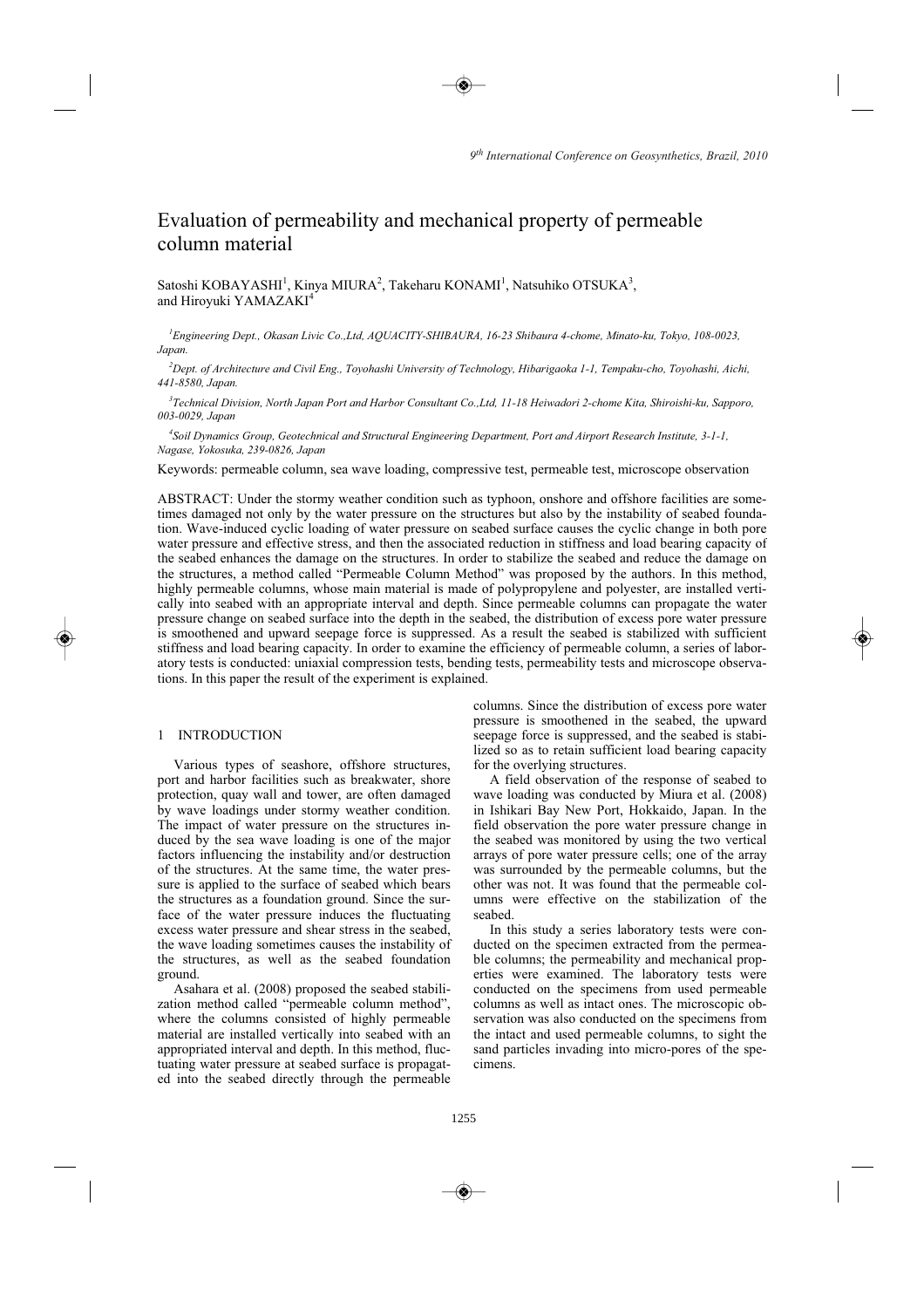# Evaluation of permeability and mechanical property of permeable column material

Satoshi KOBAYASHI[1], Kinya MIURA[2], Takeharu KONAMI[1], Natsuhiko OTSUKA[3], and Hiroyuki YAMAZAKI[4]

[1]*Engineering Dept., Okasan Livic Co.,Ltd, AQUACITY-SHIBAURA, 16-23 Shibaura 4-chome, Minato-ku, Tokyo, 108-0023, Japan.*

[2]*Dept. of Architecture and Civil Eng., Toyohashi University of Technology, Hibarigaoka 1-1, Tempaku-cho, Toyohashi, Aichi, 441-8580, Japan.*

[3]*Technical Division, North Japan Port and Harbor Consultant Co.,Ltd, 11-18 Heiwadori 2-chome Kita, Shiroishi-ku, Sapporo, 003-0029, Japan*

[4]*Soil Dynamics Group, Geotechnical and Structural Engineering Department, Port and Airport Research Institute, 3-1-1, Nagase, Yokosuka, 239-0826, Japan*

Keywords: permeable column, sea wave loading, compressive test, permeable test, microscope observation

ABSTRACT: Under the stormy weather condition such as typhoon, onshore and offshore facilities are sometimes damaged not only by the water pressure on the structures but also by the instability of seabed foundation. Wave-induced cyclic loading of water pressure on seabed surface causes the cyclic change in both pore water pressure and effective stress, and then the associated reduction in stiffness and load bearing capacity of the seabed enhances the damage on the structures. In order to stabilize the seabed and reduce the damage on the structures, a method called "Permeable Column Method" was proposed by the authors. In this method, highly permeable columns, whose main material is made of polypropylene and polyester, are installed vertically into seabed with an appropriate interval and depth. Since permeable columns can propagate the water pressure change on seabed surface into the depth in the seabed, the distribution of excess pore water pressure is smoothened and upward seepage force is suppressed. As a result the seabed is stabilized with sufficient stiffness and load bearing capacity. In order to examine the efficiency of permeable column, a series of laboratory tests is conducted: uniaxial compression tests, bending tests, permeability tests and microscope observations. In this paper the result of the experiment is explained.

## 1 INTRODUCTION

Various types of seashore, offshore structures, port and harbor facilities such as breakwater, shore protection, quay wall and tower, are often damaged by wave loadings under stormy weather condition. The impact of water pressure on the structures induced by the sea wave loading is one of the major factors influencing the instability and/or destruction of the structures. At the same time, the water pressure is applied to the surface of seabed which bears the structures as a foundation ground. Since the surface of the water pressure induces the fluctuating excess water pressure and shear stress in the seabed, the wave loading sometimes causes the instability of the structures, as well as the seabed foundation ground.

Asahara et al. (2008) proposed the seabed stabilization method called "permeable column method", where the columns consisted of highly permeable material are installed vertically into seabed with an appropriated interval and depth. In this method, fluctuating water pressure at seabed surface is propagated into the seabed directly through the permeable columns. Since the distribution of excess pore water pressure is smoothened in the seabed, the upward seepage force is suppressed, and the seabed is stabilized so as to retain sufficient load bearing capacity for the overlying structures.

A field observation of the response of seabed to wave loading was conducted by Miura et al. (2008) in Ishikari Bay New Port, Hokkaido, Japan. In the field observation the pore water pressure change in the seabed was monitored by using the two vertical arrays of pore water pressure cells; one of the array was surrounded by the permeable columns, but the other was not. It was found that the permeable columns were effective on the stabilization of the seabed.

In this study a series laboratory tests were conducted on the specimen extracted from the permeable columns; the permeability and mechanical properties were examined. The laboratory tests were conducted on the specimens from used permeable columns as well as intact ones. The microscopic observation was also conducted on the specimens from the intact and used permeable columns, to sight the sand particles invading into micro-pores of the specimens.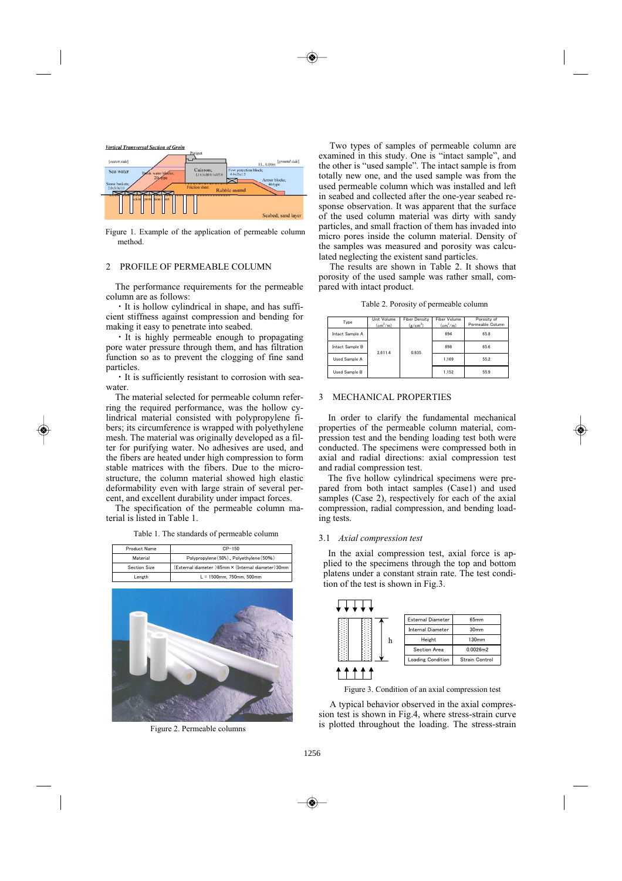Figure 1. Example of the application of permeable column method.

## 2 PROFILE OF PERMEABLE COLUMN

The performance requirements for the permeable column are as follows:

・It is hollow cylindrical in shape, and has sufficient stiffness against compression and bending for making it easy to penetrate into seabed.

・It is highly permeable enough to propagating pore water pressure through them, and has filtration function so as to prevent the clogging of fine sand particles.

・It is sufficiently resistant to corrosion with seawater.

The material selected for permeable column referring the required performance, was the hollow cylindrical material consisted with polypropylene fibers; its circumference is wrapped with polyethylene mesh. The material was originally developed as a filter for purifying water. No adhesives are used, and the fibers are heated under high compression to form stable matrices with the fibers. Due to the microstructure, the column material showed high elastic deformability even with large strain of several percent, and excellent durability under impact forces.

The specification of the permeable column material is listed in Table 1.

Table 1. The standards of permeable column

| Product Name | CP-150 |
|---|---|
| Material | Polypropylene(50%), Polyethylene(50%) |
| Section Size | (External diameter )65mm × (Internal diameter) 30mm |
| Length | L = 1500mm, 750mm, 500mm |

Figure 2. Permeable columns

Two types of samples of permeable column are examined in this study. One is "intact sample", and the other is "used sample". The intact sample is from totally new one, and the used sample was from the used permeable column which was installed and left in seabed and collected after the one-year seabed response observation. It was apparent that the surface of the used column material was dirty with sandy particles, and small fraction of them has invaded into micro pores inside the column material. Density of the samples was measured and porosity was calculated neglecting the existent sand particles.

The results are shown in Table 2. It shows that porosity of the used sample was rather small, compared with intact product.

Table 2. Porosity of permeable column

| Type | Unit Volume ($cm^3$/m) | Fiber Density ($g/cm^3$) | Fiber Volume ($cm^3$/m) | Porosity of Permeable Column |
|---|---|---|---|---|
| Intact Sample A | 2,611.4 | 0.935 | 894 | 65.8 |
| Intact Sample B | | | 898 | 65.6 |
| Used Sample A | | | 1,169 | 55.2 |
| Used Sample B | | | 1,152 | 55.9 |

## 3 MECHANICAL PROPERTIES

In order to clarify the fundamental mechanical properties of the permeable column material, compression test and the bending loading test both were conducted. The specimens were compressed both in axial and radial directions: axial compression test and radial compression test.

The five hollow cylindrical specimens were prepared from both intact samples (Case1) and used samples (Case 2), respectively for each of the axial compression, radial compression, and bending loading tests.

### 3.1 *Axial compression test*

In the axial compression test, axial force is applied to the specimens through the top and bottom platens under a constant strain rate. The test condition of the test is shown in Fig.3.

| External Diameter | 65mm |
|---|---|
| Internal Diameter | 30mm |
| Height | 130mm |
| Section Area | 0.0026m2 |
| Loading Condition | Strain Control |

Figure 3. Condition of an axial compression test

A typical behavior observed in the axial compression test is shown in Fig.4, where stress-strain curve is plotted throughout the loading. The stress-strain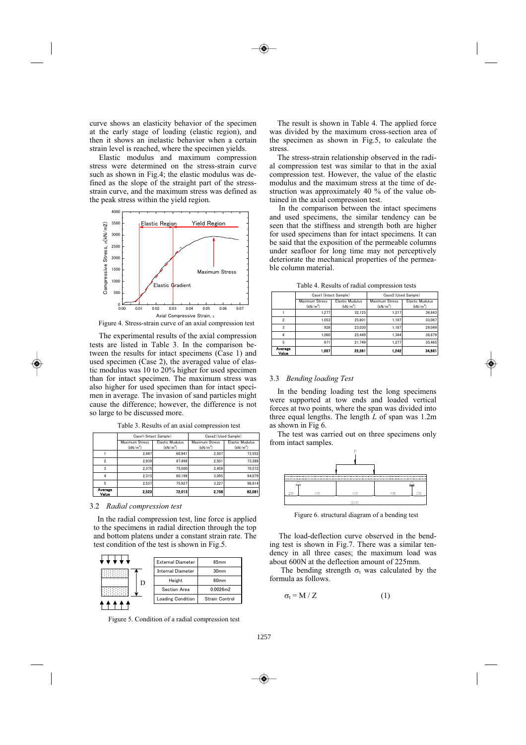curve shows an elasticity behavior of the specimen at the early stage of loading (elastic region), and then it shows an inelastic behavior when a certain strain level is reached, where the specimen yields.

Elastic modulus and maximum compression stress were determined on the stress-strain curve such as shown in Fig.4; the elastic modulus was defined as the slope of the straight part of the stress-strain curve, and the maximum stress was defined as the peak stress within the yield region.

Figure 4. Stress-strain curve of an axial compression test

The experimental results of the axial compression tests are listed in Table 3. In the comparison between the results for intact specimens (Case 1) and used specimen (Case 2), the averaged value of elastic modulus was 10 to 20% higher for used specimen than for intact specimen. The maximum stress was also higher for used specimen than for intact specimen in average. The invasion of sand particles might cause the difference; however, the difference is not so large to be discussed more.

Table 3. Results of an axial compression test

| | Case1 (Intact Sample) | | Case2 (Used Sample) | |
|---|---|---|---|---|
| | Maximum Stress (kN/m$^2$) | Elastic Mudulus (kN/m$^2$) | Maximum Stress (kN/m$^2$) | Elastic Mudulus (kN/m$^2$) |
| 1 | 2,447 | 60,941 | 2,507 | 73,552 |
| 2 | 2,939 | 87,498 | 2,501 | 73,388 |
| 3 | 2,375 | 75,500 | 2,459 | 70,572 |
| 4 | 2,315 | 60,199 | 3,095 | 94,079 |
| 5 | 2,537 | 75,927 | 3,227 | 98,814 |
| **Average Value** | **2,523** | **72,013** | **2,758** | **82,081** |

### 3.2 *Radial compression test*

In the radial compression test, line force is applied to the specimens in radial direction through the top and bottom platens under a constant strain rate. The test condition of the test is shown in Fig.5.

| | |
|---|---|
| External Diameter | 65mm |
| Internal Diameter | 30mm |
| Height | 60mm |
| Section Area | 0.0026m2 |
| Loading Condition | Strain Control |

Figure 5. Condition of a radial compression test

The result is shown in Table 4. The applied force was divided by the maximum cross-section area of the specimen as shown in Fig.5, to calculate the stress.

The stress-strain relationship observed in the radial compression test was similar to that in the axial compression test. However, the value of the elastic modulus and the maximum stress at the time of destruction was approximately 40 % of the value obtained in the axial compression test.

In the comparison between the intact specimens and used specimens, the similar tendency can be seen that the stiffness and strength both are higher for used specimens than for intact specimens. It can be said that the exposition of the permeable columns under seafloor for long time may not perceptively deteriorate the mechanical properties of the permeable column material.

Table 4. Results of radial compression tests

| | Case1 (Intact Sample) | | Case2 (Used Sample) | |
|---|---|---|---|---|
| | Maximum Stress (kN/m$^2$) | Elastic Mudulus (kN/m$^2$) | Maximum Stress (kN/m$^2$) | Elastic Mudulus (kN/m$^2$) |
| 1 | 1,277 | 32,125 | 1,217 | 36,843 |
| 2 | 1,053 | 25,601 | 1,187 | 33,067 |
| 3 | 926 | 23,030 | 1,187 | 29,049 |
| 4 | 1,060 | 25,449 | 1,344 | 38,879 |
| 5 | 971 | 21,749 | 1,277 | 35,465 |
| **Average Value** | **1,057** | **25,591** | **1,242** | **34,661** |

### 3.3 *Bending loading Test*

In the bending loading test the long specimens were supported at tow ends and loaded vertical forces at two points, where the span was divided into three equal lengths. The length $L$ of span was 1.2m as shown in Fig 6.

The test was carried out on three specimens only from intact samples.

Figure 6. structural diagram of a bending test

The load-deflection curve observed in the bending test is shown in Fig.7. There was a similar tendency in all three cases; the maximum load was about 600N at the deflection amount of 225mm.

The bending strength $\sigma_t$ was calculated by the formula as follows.

$$\sigma_t = M / Z \tag{1}$$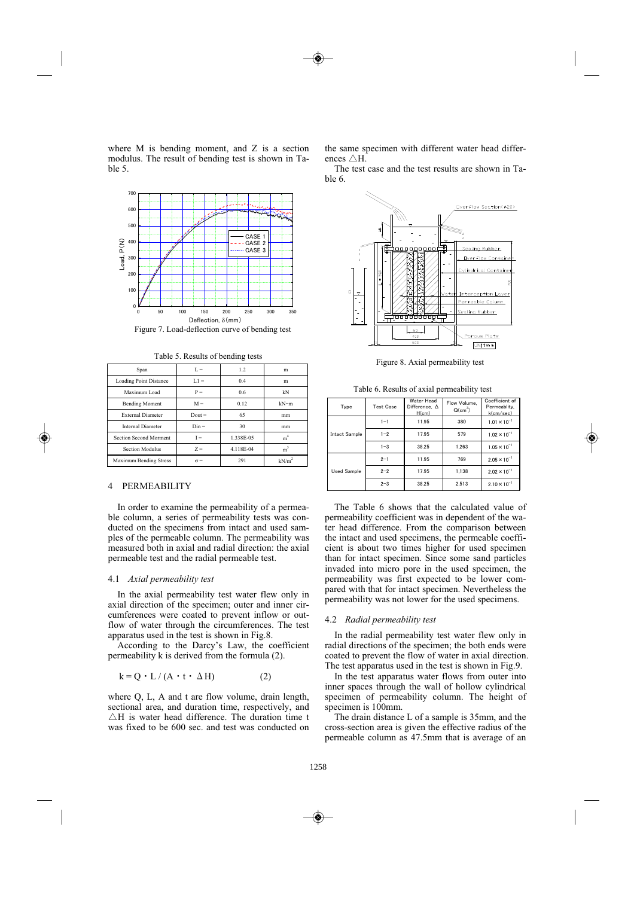where M is bending moment, and Z is a section modulus. The result of bending test is shown in Table 5.

Figure 7. Load-deflection curve of bending test

Table 5. Results of bending tests

| Span | L = | 1.2 | m |
|---|---|---|---|
| Loading Point Distance | L1 = | 0.4 | m |
| Maximum Load | P = | 0.6 | kN |
| Bending Moment | M = | 0.12 | kN・m |
| External Diameter | Dout = | 65 | mm |
| Internal Diameter | Din = | 30 | mm |
| Section Second Morment | I = | 1.338E-05 | $m^4$ |
| Section Modulus | Z = | 4.118E-04 | $m^3$ |
| Maximum Bending Stress | σ = | 291 | $kN/m^2$ |

## 4 PERMEABILITY

In order to examine the permeability of a permeable column, a series of permeability tests was conducted on the specimens from intact and used samples of the permeable column. The permeability was measured both in axial and radial direction: the axial permeable test and the radial permeable test.

### 4.1 *Axial permeability test*

In the axial permeability test water flew only in axial direction of the specimen; outer and inner circumferences were coated to prevent inflow or outflow of water through the circumferences. The test apparatus used in the test is shown in Fig.8.

According to the Darcy's Law, the coefficient permeability k is derived from the formula (2).

$$k = Q \cdot L / (A \cdot t \cdot \Delta H) \qquad (2)$$

where Q, L, A and t are flow volume, drain length, sectional area, and duration time, respectively, and $\triangle H$ is water head difference. The duration time t was fixed to be 600 sec. and test was conducted on the same specimen with different water head differences $\triangle H$.

The test case and the test results are shown in Table 6.

Figure 8. Axial permeability test

Table 6. Results of axial permeability test

| Type | Test Case | Water Head Difference, Δ H(cm) | Flow Volume, Q($cm^3$) | Coefficient of Permeablity, k(cm/sec) |
|---|---|---|---|---|
| Intact Sample | 1−1 | 11.95 | 380 | $1.01 \times 10^{-1}$ |
| | 1−2 | 17.95 | 579 | $1.02 \times 10^{-1}$ |
| | 1−3 | 38.25 | 1,263 | $1.05 \times 10^{-1}$ |
| Used Sample | 2−1 | 11.95 | 769 | $2.05 \times 10^{-1}$ |
| | 2−2 | 17.95 | 1,138 | $2.02 \times 10^{-1}$ |
| | 2−3 | 38.25 | 2,513 | $2.10 \times 10^{-1}$ |

The Table 6 shows that the calculated value of permeability coefficient was in dependent of the water head difference. From the comparison between the intact and used specimens, the permeable coefficient is about two times higher for used specimen than for intact specimen. Since some sand particles invaded into micro pore in the used specimen, the permeability was first expected to be lower compared with that for intact specimen. Nevertheless the permeability was not lower for the used specimens.

### 4.2 *Radial permeability test*

In the radial permeability test water flew only in radial directions of the specimen; the both ends were coated to prevent the flow of water in axial direction. The test apparatus used in the test is shown in Fig.9.

In the test apparatus water flows from outer into inner spaces through the wall of hollow cylindrical specimen of permeability column. The height of specimen is 100mm.

The drain distance L of a sample is 35mm, and the cross-section area is given the effective radius of the permeable column as 47.5mm that is average of an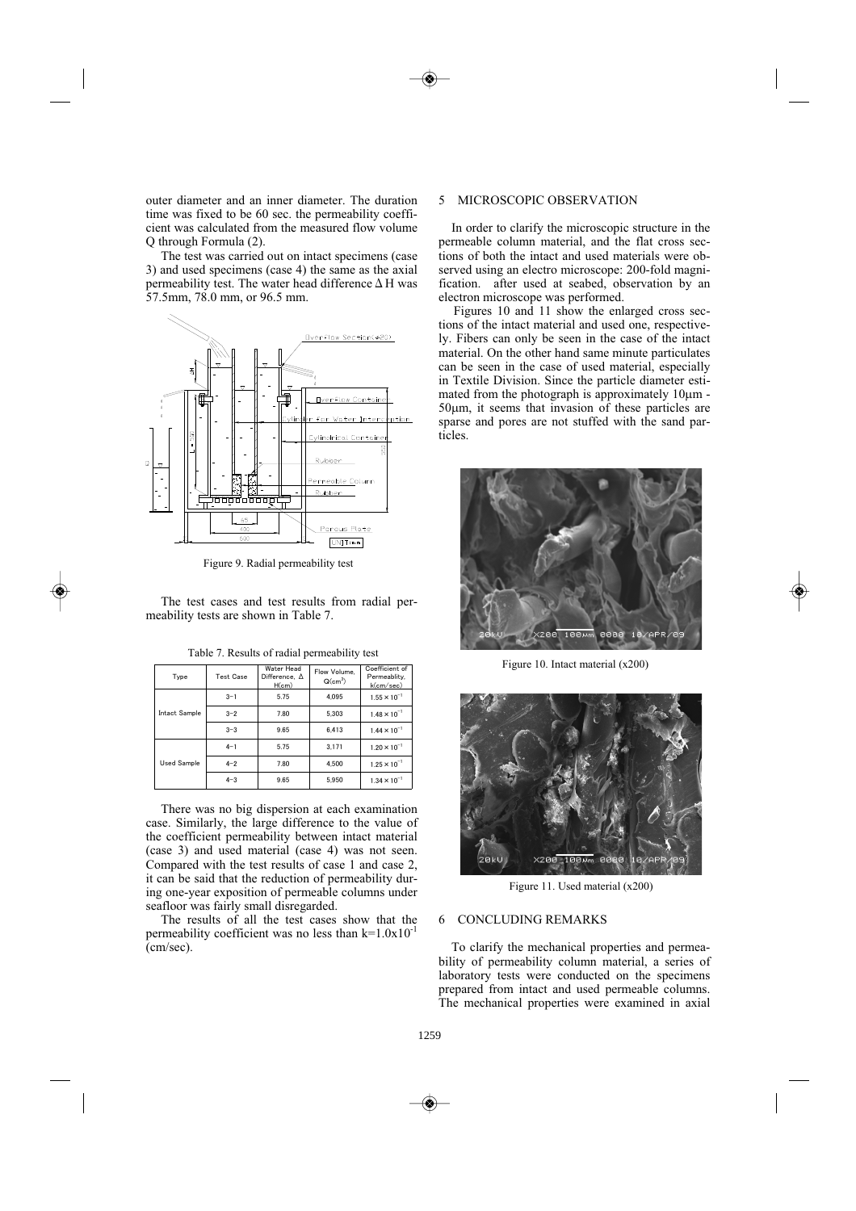outer diameter and an inner diameter. The duration time was fixed to be 60 sec. the permeability coefficient was calculated from the measured flow volume Q through Formula (2).

The test was carried out on intact specimens (case 3) and used specimens (case 4) the same as the axial permeability test. The water head difference Δ H was 57.5mm, 78.0 mm, or 96.5 mm.

Figure 9. Radial permeability test

The test cases and test results from radial permeability tests are shown in Table 7.

Table 7. Results of radial permeability test

| Type | Test Case | Water Head Difference, Δ H(cm) | Flow Volume, Q(cm$^3$) | Coefficient of Permeablity, k(cm/sec) |
|---|---|---|---|---|
| Intact Sample | 3−1 | 5.75 | 4,095 | $1.55\times10^{-1}$ |
| | 3−2 | 7.80 | 5,303 | $1.48\times10^{-1}$ |
| | 3−3 | 9.65 | 6,413 | $1.44\times10^{-1}$ |
| Used Sample | 4−1 | 5.75 | 3,171 | $1.20\times10^{-1}$ |
| | 4−2 | 7.80 | 4,500 | $1.25\times10^{-1}$ |
| | 4−3 | 9.65 | 5,950 | $1.34\times10^{-1}$ |

There was no big dispersion at each examination case. Similarly, the large difference to the value of the coefficient permeability between intact material (case 3) and used material (case 4) was not seen. Compared with the test results of case 1 and case 2, it can be said that the reduction of permeability during one-year exposition of permeable columns under seafloor was fairly small disregarded.

The results of all the test cases show that the permeability coefficient was no less than $k=1.0\text{x}10^{-1}$ (cm/sec).

## 5 MICROSCOPIC OBSERVATION

In order to clarify the microscopic structure in the permeable column material, and the flat cross sections of both the intact and used materials were observed using an electro microscope: 200-fold magnification. after used at seabed, observation by an electron microscope was performed.

Figures 10 and 11 show the enlarged cross sections of the intact material and used one, respectively. Fibers can only be seen in the case of the intact material. On the other hand same minute particulates can be seen in the case of used material, especially in Textile Division. Since the particle diameter estimated from the photograph is approximately 10μm - 50μm, it seems that invasion of these particles are sparse and pores are not stuffed with the sand particles.

Figure 10. Intact material (x200)

Figure 11. Used material (x200)

## 6 CONCLUDING REMARKS

To clarify the mechanical properties and permeability of permeability column material, a series of laboratory tests were conducted on the specimens prepared from intact and used permeable columns. The mechanical properties were examined in axial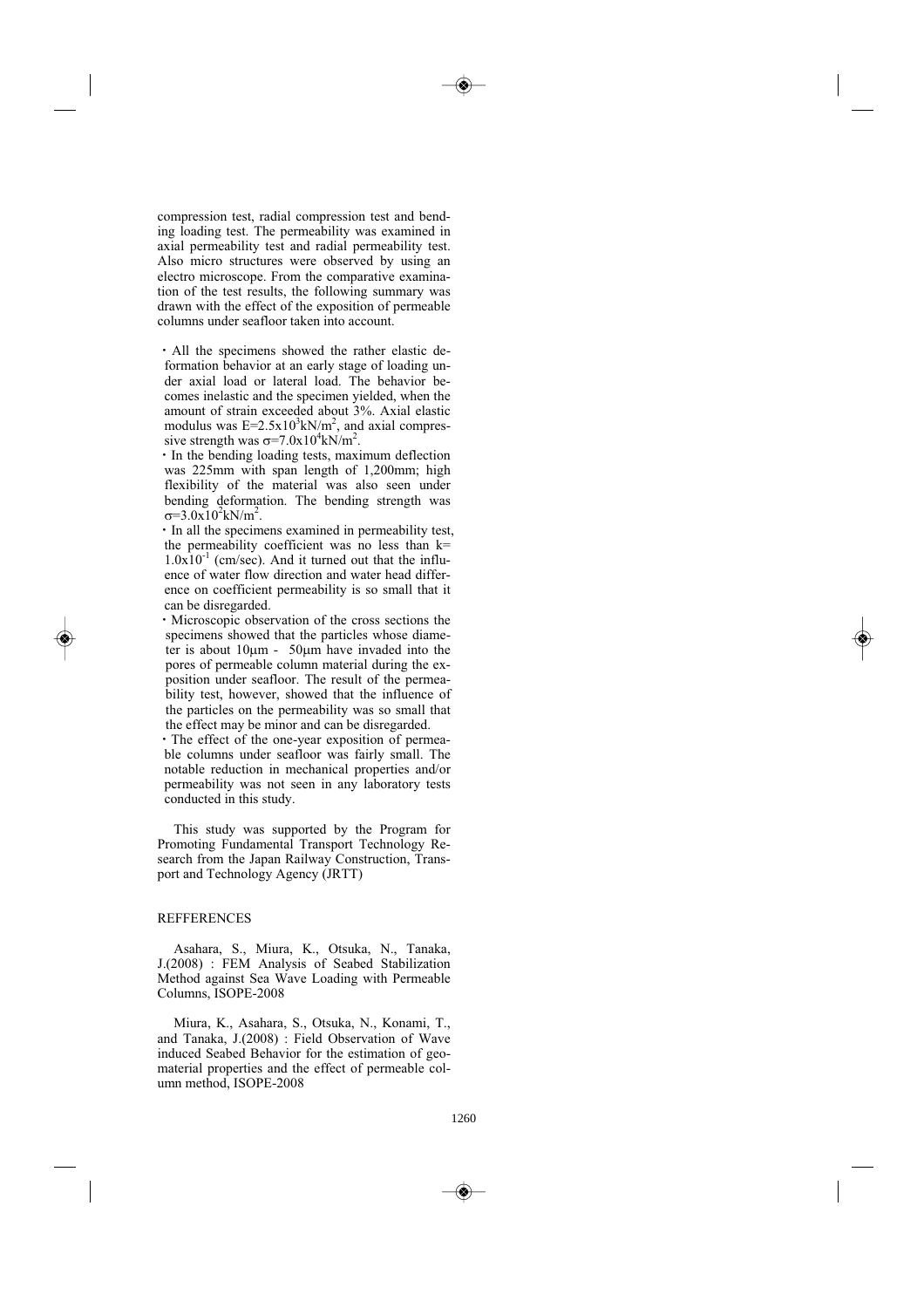compression test, radial compression test and bending loading test. The permeability was examined in axial permeability test and radial permeability test. Also micro structures were observed by using an electro microscope. From the comparative examination of the test results, the following summary was drawn with the effect of the exposition of permeable columns under seafloor taken into account.

- All the specimens showed the rather elastic deformation behavior at an early stage of loading under axial load or lateral load. The behavior becomes inelastic and the specimen yielded, when the amount of strain exceeded about 3%. Axial elastic modulus was $E=2.5x10^3$kN/m$^2$, and axial compressive strength was $\sigma=7.0x10^4$kN/m$^2$.
- In the bending loading tests, maximum deflection was 225mm with span length of 1,200mm; high flexibility of the material was also seen under bending deformation. The bending strength was $\sigma=3.0x10^2$kN/m$^2$.
- In all the specimens examined in permeability test, the permeability coefficient was no less than $k=1.0x10^{-1}$ (cm/sec). And it turned out that the influence of water flow direction and water head difference on coefficient permeability is so small that it can be disregarded.
- Microscopic observation of the cross sections the specimens showed that the particles whose diameter is about 10μm - 50μm have invaded into the pores of permeable column material during the exposition under seafloor. The result of the permeability test, however, showed that the influence of the particles on the permeability was so small that the effect may be minor and can be disregarded.
- The effect of the one-year exposition of permeable columns under seafloor was fairly small. The notable reduction in mechanical properties and/or permeability was not seen in any laboratory tests conducted in this study.

This study was supported by the Program for Promoting Fundamental Transport Technology Research from the Japan Railway Construction, Transport and Technology Agency (JRTT)

## REFFERENCES

Asahara, S., Miura, K., Otsuka, N., Tanaka, J.(2008) : FEM Analysis of Seabed Stabilization Method against Sea Wave Loading with Permeable Columns, ISOPE-2008

Miura, K., Asahara, S., Otsuka, N., Konami, T., and Tanaka, J.(2008) : Field Observation of Wave induced Seabed Behavior for the estimation of geomaterial properties and the effect of permeable column method, ISOPE-2008